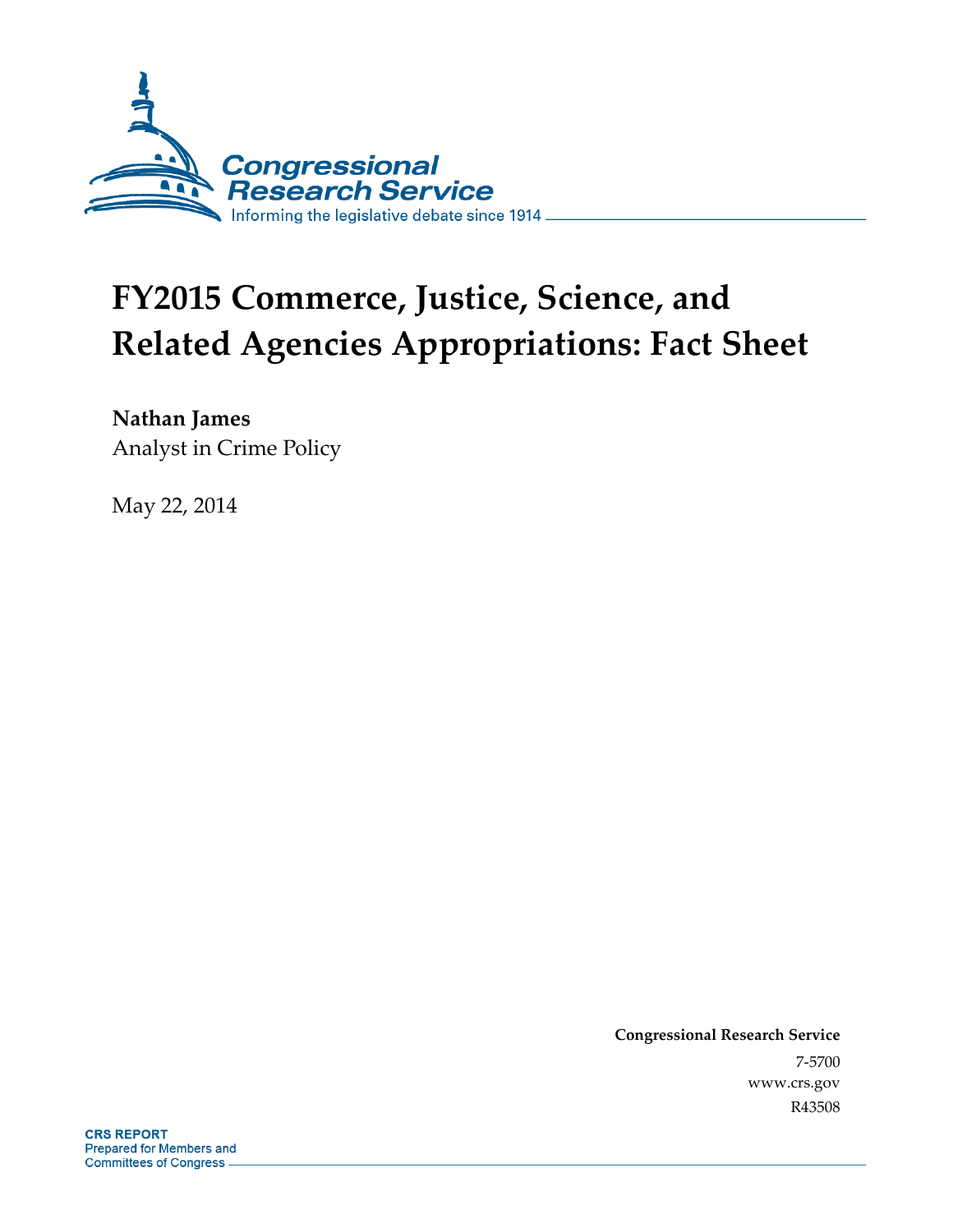Congressional Research Service

Informing the legislative debate since 1914

# FY2015 Commerce, Justice, Science, and Related Agencies Appropriations: Fact Sheet

**Nathan James**
Analyst in Crime Policy

May 22, 2014

**Congressional Research Service**
7-5700
www.crs.gov
R43508

**CRS REPORT**
Prepared for Members and
Committees of Congress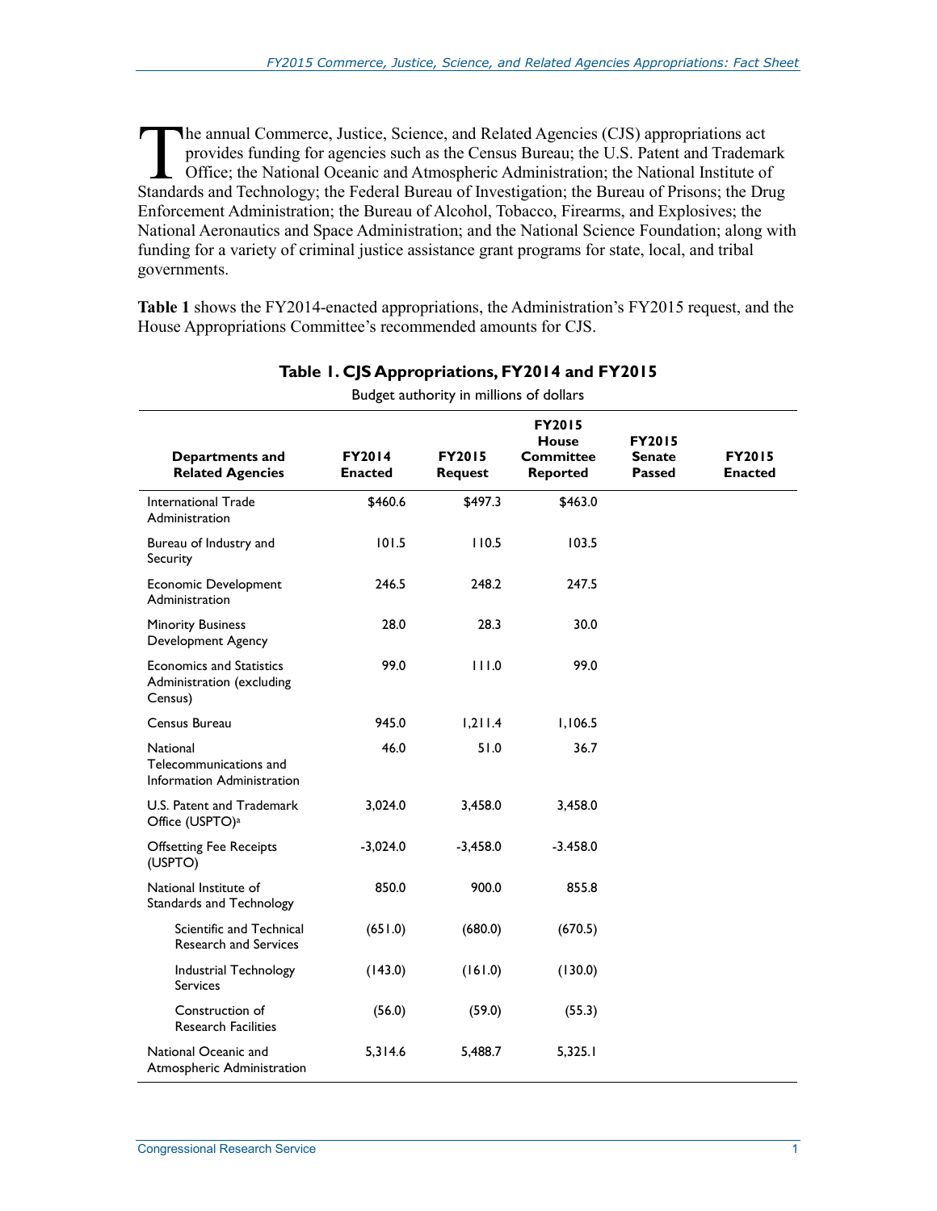The annual Commerce, Justice, Science, and Related Agencies (CJS) appropriations act provides funding for agencies such as the Census Bureau; the U.S. Patent and Trademark Office; the National Oceanic and Atmospheric Administration; the National Institute of Standards and Technology; the Federal Bureau of Investigation; the Bureau of Prisons; the Drug Enforcement Administration; the Bureau of Alcohol, Tobacco, Firearms, and Explosives; the National Aeronautics and Space Administration; and the National Science Foundation; along with funding for a variety of criminal justice assistance grant programs for state, local, and tribal governments.

**Table 1** shows the FY2014-enacted appropriations, the Administration's FY2015 request, and the House Appropriations Committee's recommended amounts for CJS.

**Table 1. CJS Appropriations, FY2014 and FY2015**

Budget authority in millions of dollars

| Departments and Related Agencies | FY2014 Enacted | FY2015 Request | FY2015 House Committee Reported | FY2015 Senate Passed | FY2015 Enacted |
|---|---|---|---|---|---|
| International Trade Administration | $460.6 | $497.3 | $463.0 | | |
| Bureau of Industry and Security | 101.5 | 110.5 | 103.5 | | |
| Economic Development Administration | 246.5 | 248.2 | 247.5 | | |
| Minority Business Development Agency | 28.0 | 28.3 | 30.0 | | |
| Economics and Statistics Administration (excluding Census) | 99.0 | 111.0 | 99.0 | | |
| Census Bureau | 945.0 | 1,211.4 | 1,106.5 | | |
| National Telecommunications and Information Administration | 46.0 | 51.0 | 36.7 | | |
| U.S. Patent and Trademark Office (USPTO)[a] | 3,024.0 | 3,458.0 | 3,458.0 | | |
| Offsetting Fee Receipts (USPTO) | -3,024.0 | -3,458.0 | -3.458.0 | | |
| National Institute of Standards and Technology | 850.0 | 900.0 | 855.8 | | |
| Scientific and Technical Research and Services | (651.0) | (680.0) | (670.5) | | |
| Industrial Technology Services | (143.0) | (161.0) | (130.0) | | |
| Construction of Research Facilities | (56.0) | (59.0) | (55.3) | | |
| National Oceanic and Atmospheric Administration | 5,314.6 | 5,488.7 | 5,325.1 | | |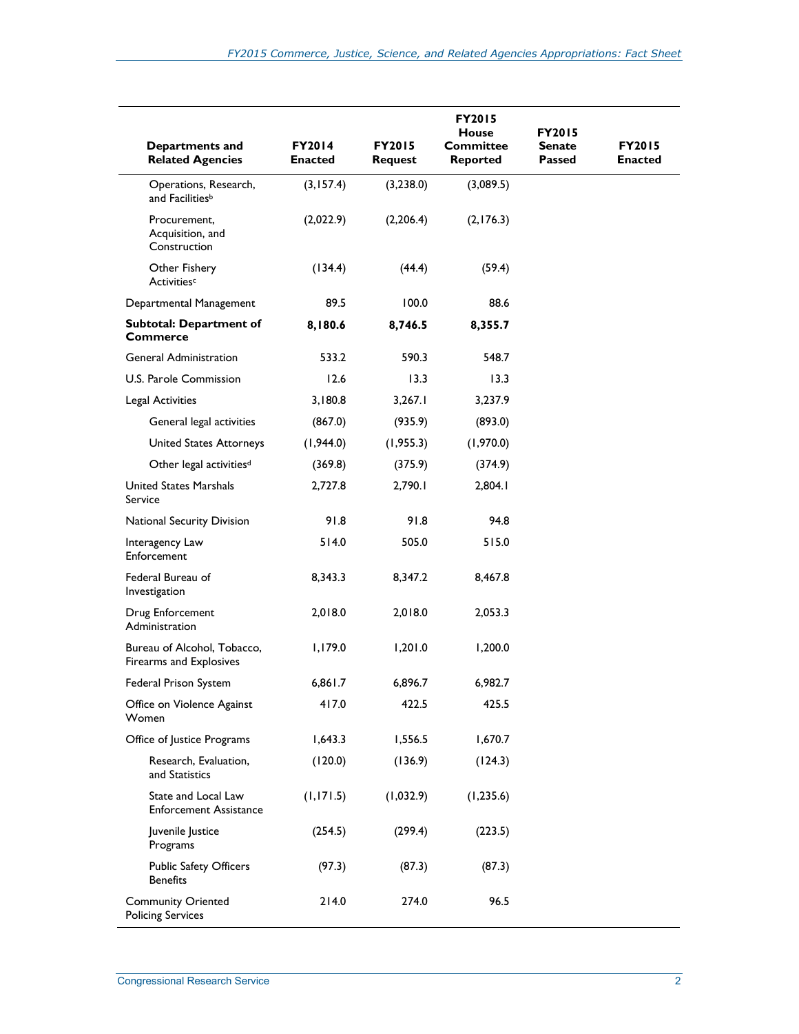| Departments and Related Agencies | FY2014 Enacted | FY2015 Request | FY2015 House Committee Reported | FY2015 Senate Passed | FY2015 Enacted |
|---|---|---|---|---|---|
| Operations, Research, and Facilities[b] | (3,157.4) | (3,238.0) | (3,089.5) | | |
| Procurement, Acquisition, and Construction | (2,022.9) | (2,206.4) | (2,176.3) | | |
| Other Fishery Activities[c] | (134.4) | (44.4) | (59.4) | | |
| Departmental Management | 89.5 | 100.0 | 88.6 | | |
| **Subtotal: Department of Commerce** | **8,180.6** | **8,746.5** | **8,355.7** | | |
| General Administration | 533.2 | 590.3 | 548.7 | | |
| U.S. Parole Commission | 12.6 | 13.3 | 13.3 | | |
| Legal Activities | 3,180.8 | 3,267.1 | 3,237.9 | | |
| General legal activities | (867.0) | (935.9) | (893.0) | | |
| United States Attorneys | (1,944.0) | (1,955.3) | (1,970.0) | | |
| Other legal activities[d] | (369.8) | (375.9) | (374.9) | | |
| United States Marshals Service | 2,727.8 | 2,790.1 | 2,804.1 | | |
| National Security Division | 91.8 | 91.8 | 94.8 | | |
| Interagency Law Enforcement | 514.0 | 505.0 | 515.0 | | |
| Federal Bureau of Investigation | 8,343.3 | 8,347.2 | 8,467.8 | | |
| Drug Enforcement Administration | 2,018.0 | 2,018.0 | 2,053.3 | | |
| Bureau of Alcohol, Tobacco, Firearms and Explosives | 1,179.0 | 1,201.0 | 1,200.0 | | |
| Federal Prison System | 6,861.7 | 6,896.7 | 6,982.7 | | |
| Office on Violence Against Women | 417.0 | 422.5 | 425.5 | | |
| Office of Justice Programs | 1,643.3 | 1,556.5 | 1,670.7 | | |
| Research, Evaluation, and Statistics | (120.0) | (136.9) | (124.3) | | |
| State and Local Law Enforcement Assistance | (1,171.5) | (1,032.9) | (1,235.6) | | |
| Juvenile Justice Programs | (254.5) | (299.4) | (223.5) | | |
| Public Safety Officers Benefits | (97.3) | (87.3) | (87.3) | | |
| Community Oriented Policing Services | 214.0 | 274.0 | 96.5 | | |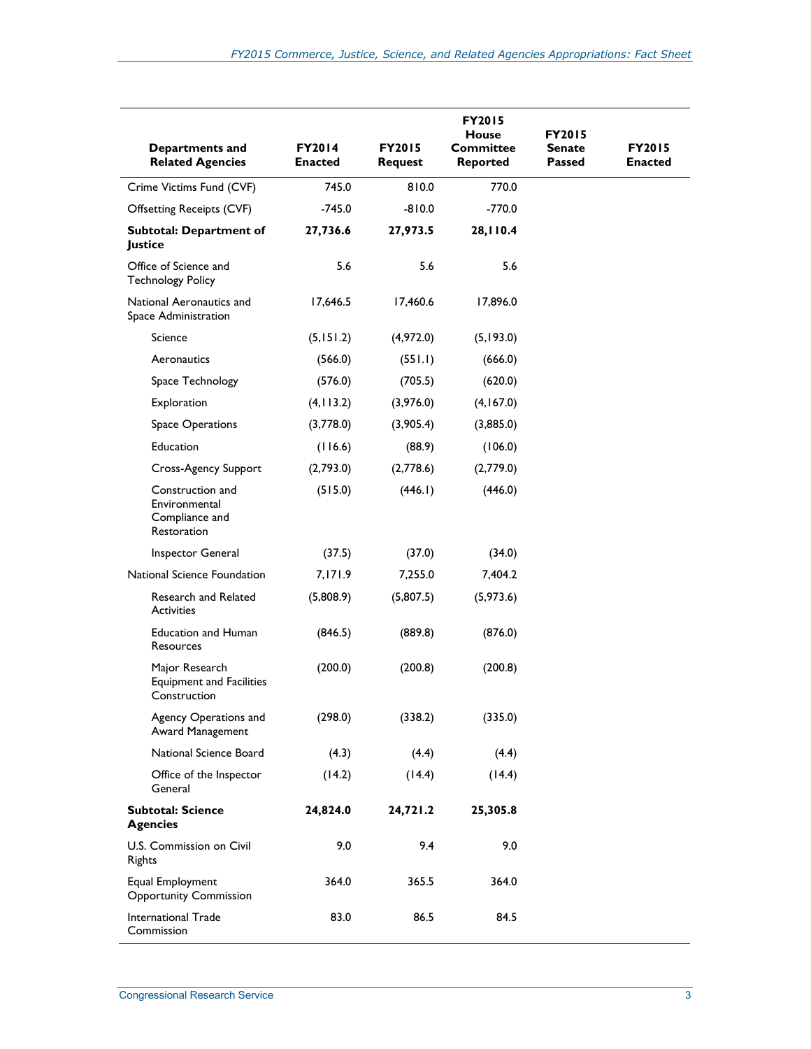| Departments and Related Agencies | FY2014 Enacted | FY2015 Request | FY2015 House Committee Reported | FY2015 Senate Passed | FY2015 Enacted |
|---|---|---|---|---|---|
| Crime Victims Fund (CVF) | 745.0 | 810.0 | 770.0 | | |
| Offsetting Receipts (CVF) | -745.0 | -810.0 | -770.0 | | |
| **Subtotal: Department of Justice** | **27,736.6** | **27,973.5** | **28,110.4** | | |
| Office of Science and Technology Policy | 5.6 | 5.6 | 5.6 | | |
| National Aeronautics and Space Administration | 17,646.5 | 17,460.6 | 17,896.0 | | |
| Science | (5,151.2) | (4,972.0) | (5,193.0) | | |
| Aeronautics | (566.0) | (551.1) | (666.0) | | |
| Space Technology | (576.0) | (705.5) | (620.0) | | |
| Exploration | (4,113.2) | (3,976.0) | (4,167.0) | | |
| Space Operations | (3,778.0) | (3,905.4) | (3,885.0) | | |
| Education | (116.6) | (88.9) | (106.0) | | |
| Cross-Agency Support | (2,793.0) | (2,778.6) | (2,779.0) | | |
| Construction and Environmental Compliance and Restoration | (515.0) | (446.1) | (446.0) | | |
| Inspector General | (37.5) | (37.0) | (34.0) | | |
| National Science Foundation | 7,171.9 | 7,255.0 | 7,404.2 | | |
| Research and Related Activities | (5,808.9) | (5,807.5) | (5,973.6) | | |
| Education and Human Resources | (846.5) | (889.8) | (876.0) | | |
| Major Research Equipment and Facilities Construction | (200.0) | (200.8) | (200.8) | | |
| Agency Operations and Award Management | (298.0) | (338.2) | (335.0) | | |
| National Science Board | (4.3) | (4.4) | (4.4) | | |
| Office of the Inspector General | (14.2) | (14.4) | (14.4) | | |
| **Subtotal: Science Agencies** | **24,824.0** | **24,721.2** | **25,305.8** | | |
| U.S. Commission on Civil Rights | 9.0 | 9.4 | 9.0 | | |
| Equal Employment Opportunity Commission | 364.0 | 365.5 | 364.0 | | |
| International Trade Commission | 83.0 | 86.5 | 84.5 | | |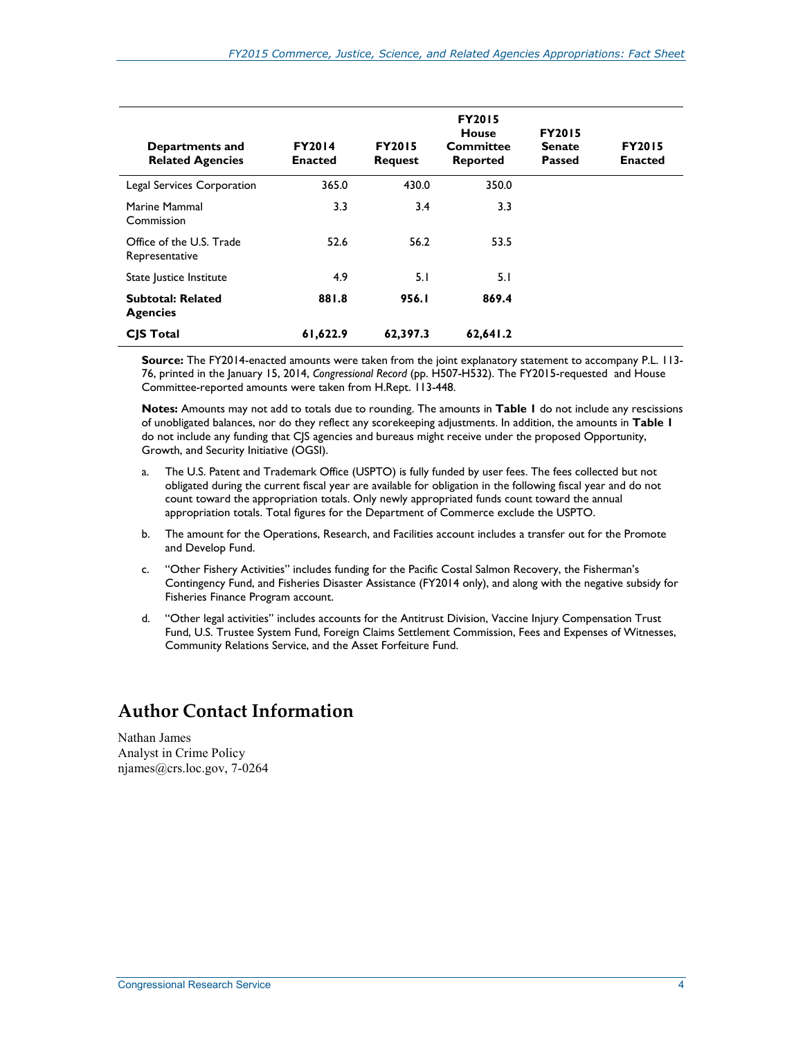| Departments and Related Agencies | FY2014 Enacted | FY2015 Request | FY2015 House Committee Reported | FY2015 Senate Passed | FY2015 Enacted |
|---|---|---|---|---|---|
| Legal Services Corporation | 365.0 | 430.0 | 350.0 | | |
| Marine Mammal Commission | 3.3 | 3.4 | 3.3 | | |
| Office of the U.S. Trade Representative | 52.6 | 56.2 | 53.5 | | |
| State Justice Institute | 4.9 | 5.1 | 5.1 | | |
| **Subtotal: Related Agencies** | **881.8** | **956.1** | **869.4** | | |
| **CJS Total** | **61,622.9** | **62,397.3** | **62,641.2** | | |

**Source:** The FY2014-enacted amounts were taken from the joint explanatory statement to accompany P.L. 113-76, printed in the January 15, 2014, *Congressional Record* (pp. H507-H532). The FY2015-requested and House Committee-reported amounts were taken from H.Rept. 113-448.

**Notes:** Amounts may not add to totals due to rounding. The amounts in **Table 1** do not include any rescissions of unobligated balances, nor do they reflect any scorekeeping adjustments. In addition, the amounts in **Table 1** do not include any funding that CJS agencies and bureaus might receive under the proposed Opportunity, Growth, and Security Initiative (OGSI).

a. The U.S. Patent and Trademark Office (USPTO) is fully funded by user fees. The fees collected but not obligated during the current fiscal year are available for obligation in the following fiscal year and do not count toward the appropriation totals. Only newly appropriated funds count toward the annual appropriation totals. Total figures for the Department of Commerce exclude the USPTO.

b. The amount for the Operations, Research, and Facilities account includes a transfer out for the Promote and Develop Fund.

c. "Other Fishery Activities" includes funding for the Pacific Costal Salmon Recovery, the Fisherman's Contingency Fund, and Fisheries Disaster Assistance (FY2014 only), and along with the negative subsidy for Fisheries Finance Program account.

d. "Other legal activities" includes accounts for the Antitrust Division, Vaccine Injury Compensation Trust Fund, U.S. Trustee System Fund, Foreign Claims Settlement Commission, Fees and Expenses of Witnesses, Community Relations Service, and the Asset Forfeiture Fund.

## Author Contact Information

Nathan James
Analyst in Crime Policy
njames@crs.loc.gov, 7-0264